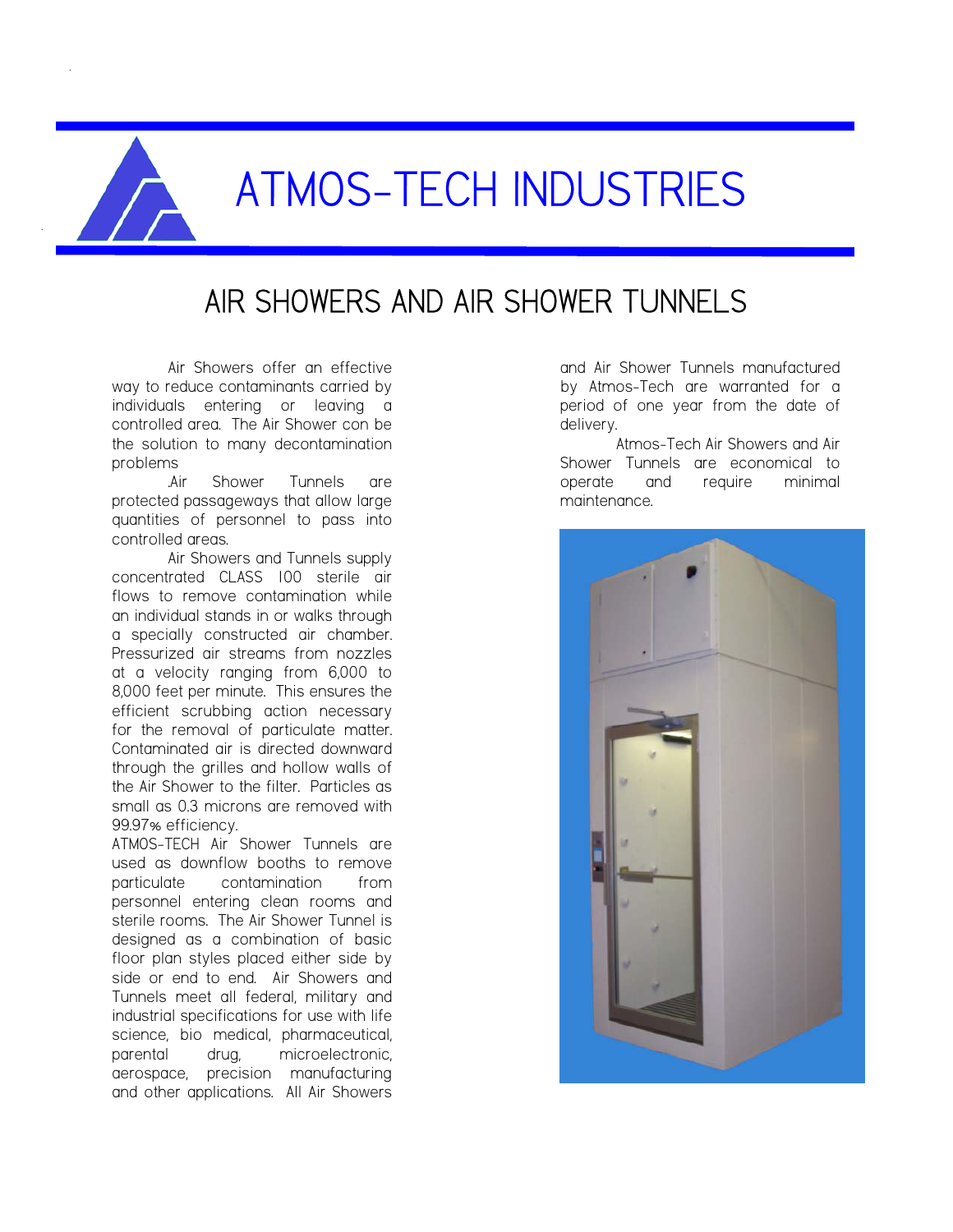# ATMOS-TECH INDUSTRIES

## AIR SHOWERS AND AIR SHOWER TUNNELS

Air Showers offer an effective way to reduce contaminants carried by individuals entering or leaving a controlled area. The Air Shower con be the solution to many decontamination problems

.Air Shower Tunnels are protected passageways that allow large quantities of personnel to pass into controlled areas.

Air Showers and Tunnels supply concentrated CLASS 100 sterile air flows to remove contamination while an individual stands in or walks through a specially constructed air chamber. Pressurized air streams from nozzles at a velocity ranging from 6,000 to 8,000 feet per minute. This ensures the efficient scrubbing action necessary for the removal of particulate matter. Contaminated air is directed downward through the grilles and hollow walls of the Air Shower to the filter. Particles as small as 0.3 microns are removed with 99.97% efficiency.

ATMOS-TECH Air Shower Tunnels are used as downflow booths to remove particulate contamination from personnel entering clean rooms and sterile rooms. The Air Shower Tunnel is designed as a combination of basic floor plan styles placed either side by side or end to end. Air Showers and Tunnels meet all federal, military and industrial specifications for use with life science, bio medical, pharmaceutical, parental drug, microelectronic, aerospace, precision manufacturing and other applications. All Air Showers and Air Shower Tunnels manufactured by Atmos-Tech are warranted for a period of one year from the date of delivery.

Atmos-Tech Air Showers and Air Shower Tunnels are economical to operate and require minimal maintenance.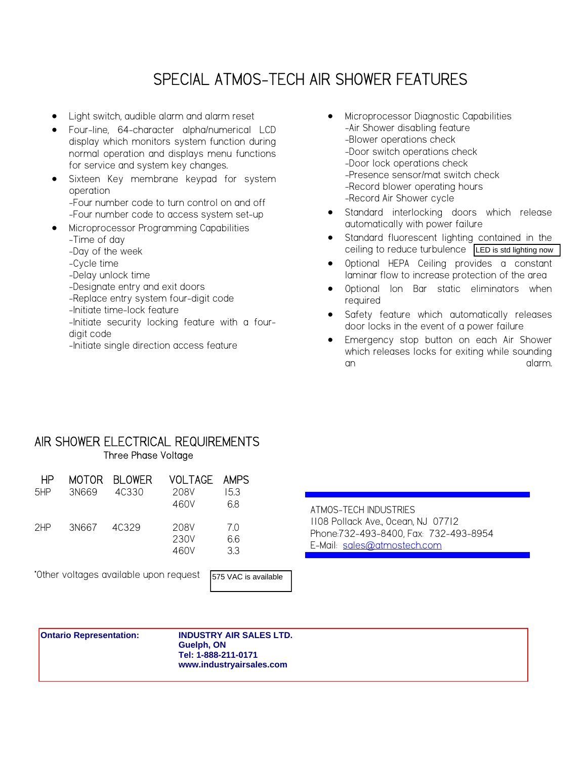# SPECIAL ATMOS-TECH AIR SHOWER FEATURES

- Light switch, audible alarm and alarm reset
- Four-line, 64-character alpha/numerical LCD display which monitors system function during normal operation and displays menu functions for service and system key changes.
- Sixteen Key membrane keypad for system operation
  -Four number code to turn control on and off
  -Four number code to access system set-up
- Microprocessor Programming Capabilities
  -Time of day
  -Day of the week
  -Cycle time
  -Delay unlock time
  -Designate entry and exit doors
  -Replace entry system four-digit code
  -Initiate time-lock feature
  -Initiate security locking feature with a four-digit code
  -Initiate single direction access feature
- Microprocessor Diagnostic Capabilities
  -Air Shower disabling feature
  -Blower operations check
  -Door switch operations check
  -Door lock operations check
  -Presence sensor/mat switch check
  -Record blower operating hours
  -Record Air Shower cycle
- Standard interlocking doors which release automatically with power failure
- Standard fluorescent lighting contained in the ceiling to reduce turbulence LED is std lighting now
- Optional HEPA Ceiling provides a constant laminar flow to increase protection of the area
- Optional Ion Bar static eliminators when required
- Safety feature which automatically releases door locks in the event of a power failure
- Emergency stop button on each Air Shower which releases locks for exiting while sounding an alarm.

## AIR SHOWER ELECTRICAL REQUIREMENTS

Three Phase Voltage

| HP | MOTOR | BLOWER | VOLTAGE | AMPS |
|---|---|---|---|---|
| 5HP | 3N669 | 4C330 | 208V | 15.3 |
| | | | 460V | 6.8 |
| 2HP | 3N667 | 4C329 | 208V | 7.0 |
| | | | 230V | 6.6 |
| | | | 460V | 3.3 |

*Other voltages available upon request 575 VAC is available

ATMOS-TECH INDUSTRIES
1108 Pollack Ave., Ocean, NJ 07712
Phone:732-493-8400, Fax: 732-493-8954
E-Mail: sales@atmostech.com

**Ontario Representation:** **INDUSTRY AIR SALES LTD.**
**Guelph, ON**
**Tel: 1-888-211-0171**
**www.industryairsales.com**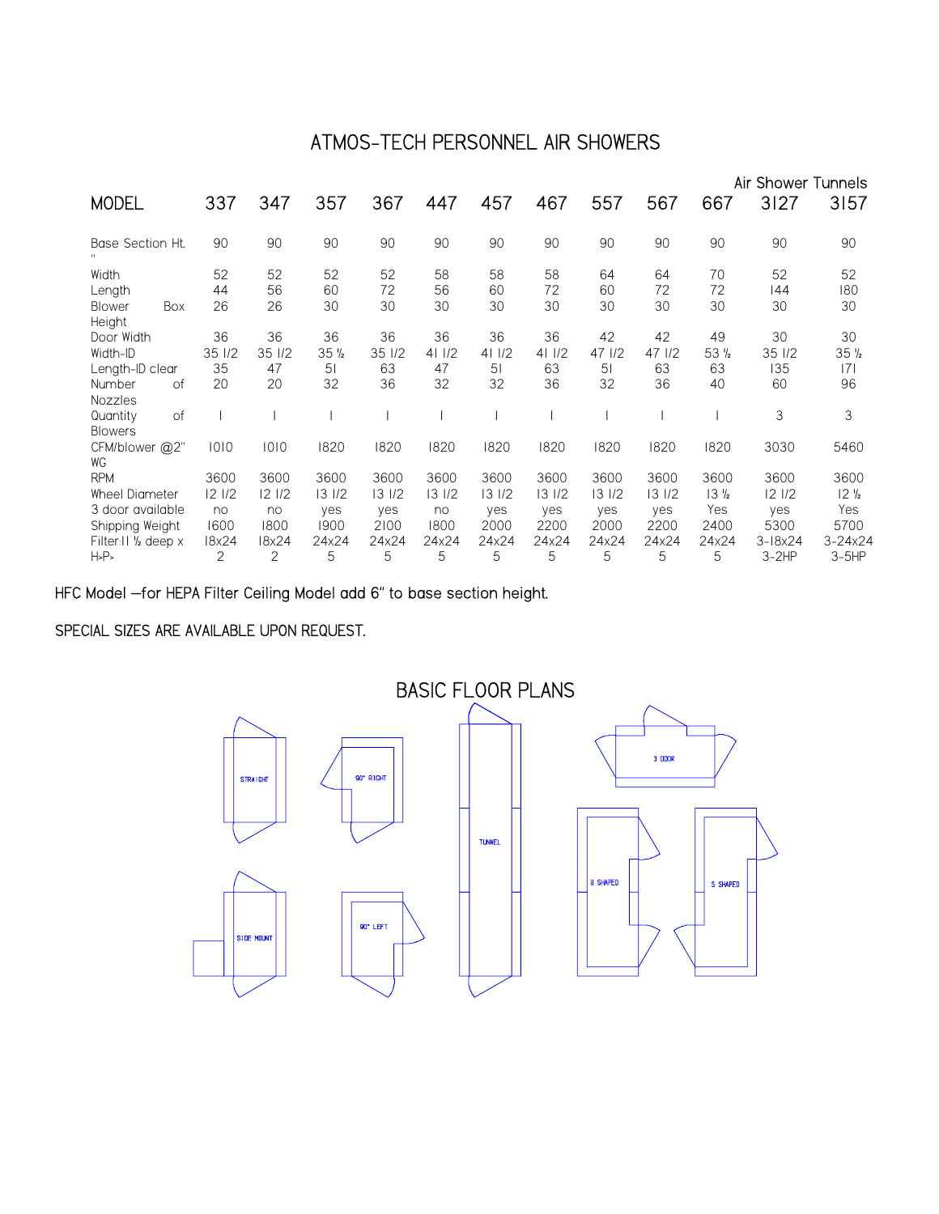# ATMOS-TECH PERSONNEL AIR SHOWERS

| MODEL | 337 | 347 | 357 | 367 | 447 | 457 | 467 | 557 | 567 | 667 | Air Shower Tunnels 3127 | 3157 |
|---|---|---|---|---|---|---|---|---|---|---|---|---|
| Base Section Ht. " | 90 | 90 | 90 | 90 | 90 | 90 | 90 | 90 | 90 | 90 | 90 | 90 |
| Width | 52 | 52 | 52 | 52 | 58 | 58 | 58 | 64 | 64 | 70 | 52 | 52 |
| Length | 44 | 56 | 60 | 72 | 56 | 60 | 72 | 60 | 72 | 72 | 144 | 180 |
| Blower Box Height | 26 | 26 | 30 | 30 | 30 | 30 | 30 | 30 | 30 | 30 | 30 | 30 |
| Door Width | 36 | 36 | 36 | 36 | 36 | 36 | 36 | 42 | 42 | 49 | 30 | 30 |
| Width-ID | 35 1/2 | 35 1/2 | 35 ½ | 35 1/2 | 41 1/2 | 41 1/2 | 41 1/2 | 47 1/2 | 47 1/2 | 53 ½ | 35 1/2 | 35 ½ |
| Length-ID clear | 35 | 47 | 51 | 63 | 47 | 51 | 63 | 51 | 63 | 63 | 135 | 171 |
| Number of Nozzles | 20 | 20 | 32 | 36 | 32 | 32 | 36 | 32 | 36 | 40 | 60 | 96 |
| Quantity of Blowers | 1 | 1 | 1 | 1 | 1 | 1 | 1 | 1 | 1 | 1 | 3 | 3 |
| CFM/blower @2" WG | 1010 | 1010 | 1820 | 1820 | 1820 | 1820 | 1820 | 1820 | 1820 | 1820 | 3030 | 5460 |
| RPM | 3600 | 3600 | 3600 | 3600 | 3600 | 3600 | 3600 | 3600 | 3600 | 3600 | 3600 | 3600 |
| Wheel Diameter | 12 1/2 | 12 1/2 | 13 1/2 | 13 1/2 | 13 1/2 | 13 1/2 | 13 1/2 | 13 1/2 | 13 1/2 | 13 ½ | 12 1/2 | 12 ½ |
| 3 door available | no | no | yes | yes | no | yes | yes | yes | yes | Yes | yes | Yes |
| Shipping Weight | 1600 | 1800 | 1900 | 2100 | 1800 | 2000 | 2200 | 2000 | 2200 | 2400 | 5300 | 5700 |
| Filter:11 ½ deep x | 18x24 | 18x24 | 24x24 | 24x24 | 24x24 | 24x24 | 24x24 | 24x24 | 24x24 | 24x24 | 3-18x24 | 3-24x24 |
| H.P. | 2 | 2 | 5 | 5 | 5 | 5 | 5 | 5 | 5 | 5 | 3-2HP | 3-5HP |

HFC Model –for HEPA Filter Ceiling Model add 6" to base section height.

SPECIAL SIZES ARE AVAILABLE UPON REQUEST.

## BASIC FLOOR PLANS

STRAIGHT

90° RIGHT

TUNNEL

3 DOOR

SIDE MOUNT

90° LEFT

U SHAPED

S SHAPED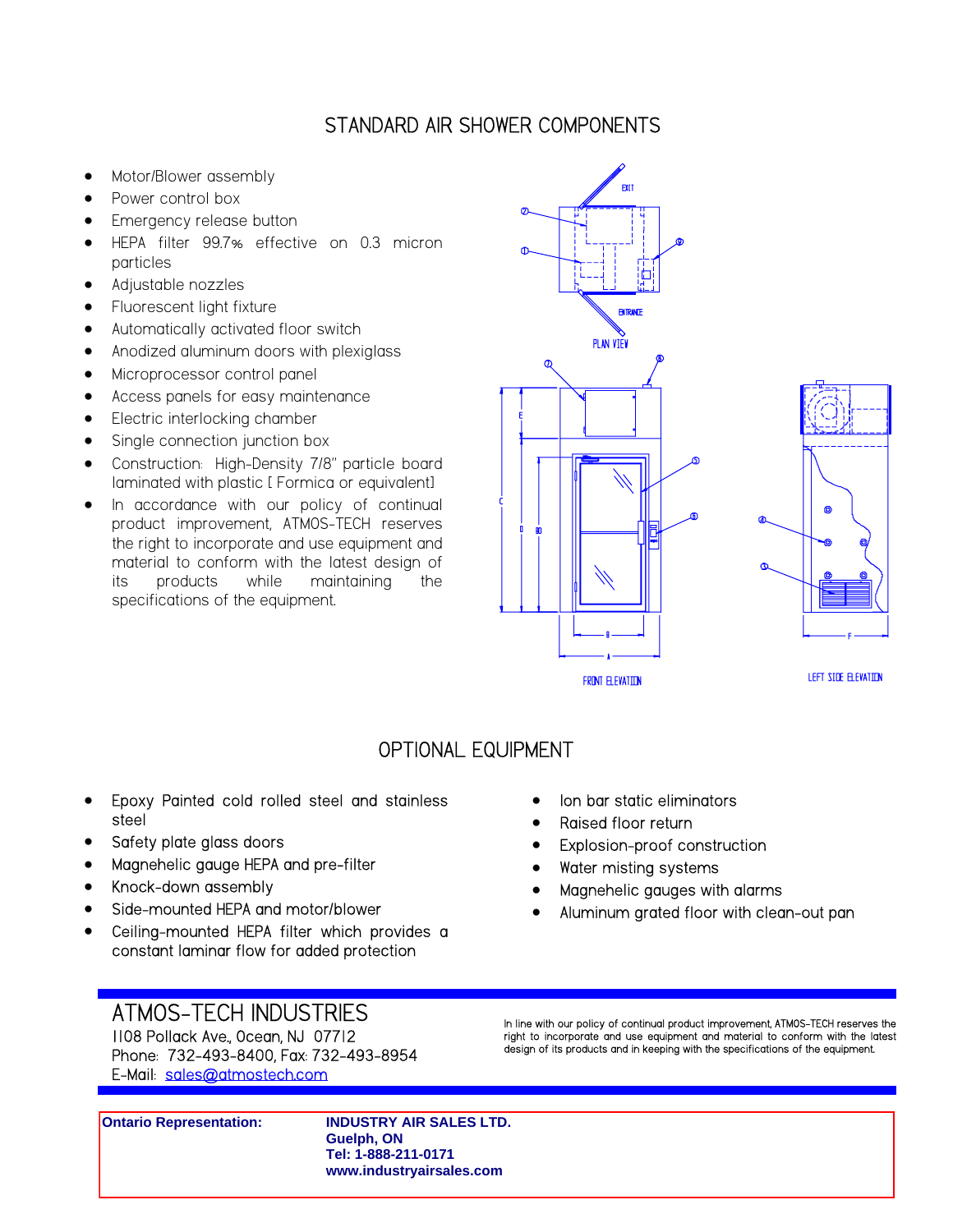## STANDARD AIR SHOWER COMPONENTS

- Motor/Blower assembly
- Power control box
- Emergency release button
- HEPA filter 99.7% effective on 0.3 micron particles
- Adjustable nozzles
- Fluorescent light fixture
- Automatically activated floor switch
- Anodized aluminum doors with plexiglass
- Microprocessor control panel
- Access panels for easy maintenance
- Electric interlocking chamber
- Single connection junction box
- Construction: High-Density 7/8" particle board laminated with plastic [ Formica or equivalent]
- In accordance with our policy of continual product improvement, ATMOS-TECH reserves the right to incorporate and use equipment and material to conform with the latest design of its products while maintaining the specifications of the equipment.

EXIT

ENTRANCE

PLAN VIEW

FRONT ELEVATION

LEFT SIDE ELEVATION

## OPTIONAL EQUIPMENT

- Epoxy Painted cold rolled steel and stainless steel
- Safety plate glass doors
- Magnehelic gauge HEPA and pre-filter
- Knock-down assembly
- Side-mounted HEPA and motor/blower
- Ceiling-mounted HEPA filter which provides a constant laminar flow for added protection
- Ion bar static eliminators
- Raised floor return
- Explosion-proof construction
- Water misting systems
- Magnehelic gauges with alarms
- Aluminum grated floor with clean-out pan

ATMOS-TECH INDUSTRIES
1108 Pollack Ave., Ocean, NJ 07712
Phone: 732-493-8400, Fax: 732-493-8954
E-Mail: sales@atmostech.com

In line with our policy of continual product improvement, ATMOS-TECH reserves the right to incorporate and use equipment and material to conform with the latest design of its products and in keeping with the specifications of the equipment.

**Ontario Representation:** **INDUSTRY AIR SALES LTD.**
**Guelph, ON**
**Tel: 1-888-211-0171**
**www.industryairsales.com**